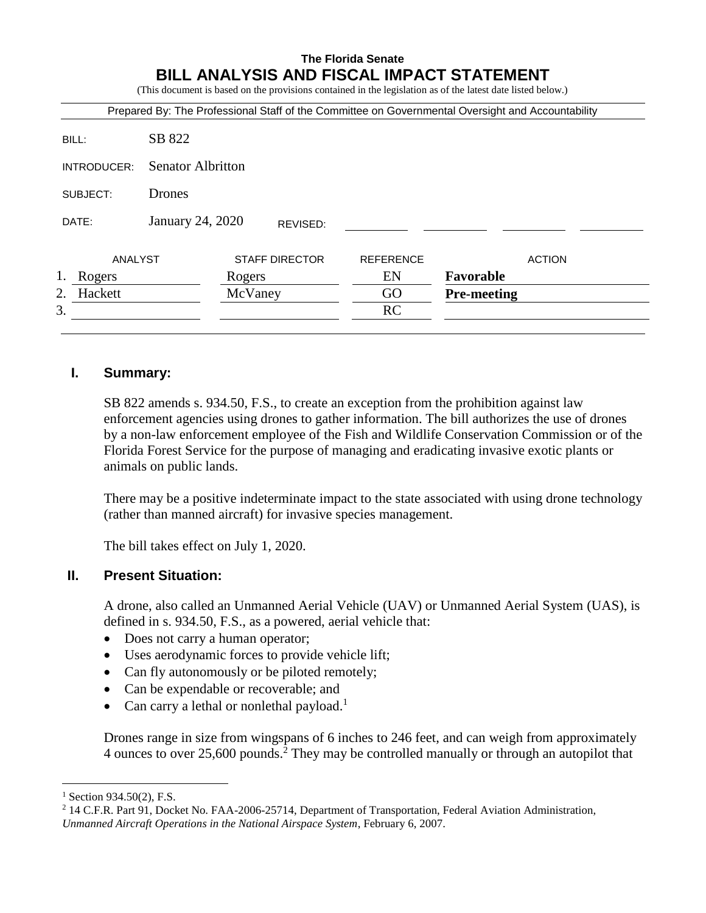# The Florida Senate
## BILL ANALYSIS AND FISCAL IMPACT STATEMENT
(This document is based on the provisions contained in the legislation as of the latest date listed below.)

Prepared By: The Professional Staff of the Committee on Governmental Oversight and Accountability

| | |
|---|---|
| BILL: | SB 822 |
| INTRODUCER: | Senator Albritton |
| SUBJECT: | Drones |
| DATE: | January 24, 2020 REVISED: |

| | ANALYST | STAFF DIRECTOR | REFERENCE | ACTION |
|---|---|---|---|---|
| 1. | Rogers | Rogers | EN | **Favorable** |
| 2. | Hackett | McVaney | GO | **Pre-meeting** |
| 3. | | | RC | |

## I. Summary:

SB 822 amends s. 934.50, F.S., to create an exception from the prohibition against law enforcement agencies using drones to gather information. The bill authorizes the use of drones by a non-law enforcement employee of the Fish and Wildlife Conservation Commission or of the Florida Forest Service for the purpose of managing and eradicating invasive exotic plants or animals on public lands.

There may be a positive indeterminate impact to the state associated with using drone technology (rather than manned aircraft) for invasive species management.

The bill takes effect on July 1, 2020.

## II. Present Situation:

A drone, also called an Unmanned Aerial Vehicle (UAV) or Unmanned Aerial System (UAS), is defined in s. 934.50, F.S., as a powered, aerial vehicle that:

- Does not carry a human operator;
- Uses aerodynamic forces to provide vehicle lift;
- Can fly autonomously or be piloted remotely;
- Can be expendable or recoverable; and
- Can carry a lethal or nonlethal payload.[1]

Drones range in size from wingspans of 6 inches to 246 feet, and can weigh from approximately 4 ounces to over 25,600 pounds.[2] They may be controlled manually or through an autopilot that

---

[1] Section 934.50(2), F.S.

[2] 14 C.F.R. Part 91, Docket No. FAA-2006-25714, Department of Transportation, Federal Aviation Administration, *Unmanned Aircraft Operations in the National Airspace System*, February 6, 2007.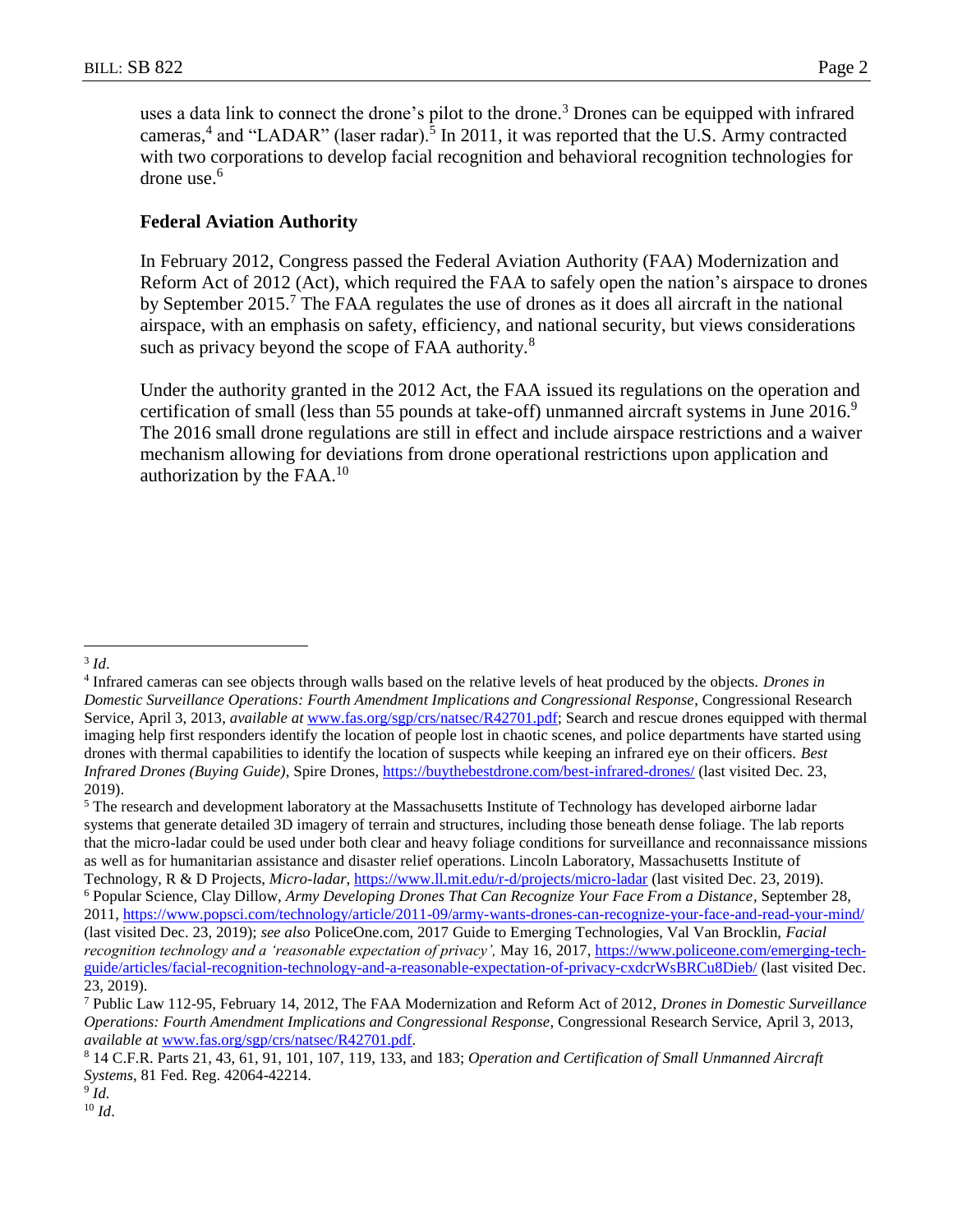uses a data link to connect the drone's pilot to the drone.[3] Drones can be equipped with infrared cameras,[4] and "LADAR" (laser radar).[5] In 2011, it was reported that the U.S. Army contracted with two corporations to develop facial recognition and behavioral recognition technologies for drone use.[6]

### Federal Aviation Authority

In February 2012, Congress passed the Federal Aviation Authority (FAA) Modernization and Reform Act of 2012 (Act), which required the FAA to safely open the nation's airspace to drones by September 2015.[7] The FAA regulates the use of drones as it does all aircraft in the national airspace, with an emphasis on safety, efficiency, and national security, but views considerations such as privacy beyond the scope of FAA authority.[8]

Under the authority granted in the 2012 Act, the FAA issued its regulations on the operation and certification of small (less than 55 pounds at take-off) unmanned aircraft systems in June 2016.[9] The 2016 small drone regulations are still in effect and include airspace restrictions and a waiver mechanism allowing for deviations from drone operational restrictions upon application and authorization by the FAA.[10]

---

[3] *Id.*

[4] Infrared cameras can see objects through walls based on the relative levels of heat produced by the objects. *Drones in Domestic Surveillance Operations: Fourth Amendment Implications and Congressional Response*, Congressional Research Service, April 3, 2013, *available at* www.fas.org/sgp/crs/natsec/R42701.pdf; Search and rescue drones equipped with thermal imaging help first responders identify the location of people lost in chaotic scenes, and police departments have started using drones with thermal capabilities to identify the location of suspects while keeping an infrared eye on their officers. *Best Infrared Drones (Buying Guide)*, Spire Drones, https://buythebestdrone.com/best-infrared-drones/ (last visited Dec. 23, 2019).

[5] The research and development laboratory at the Massachusetts Institute of Technology has developed airborne ladar systems that generate detailed 3D imagery of terrain and structures, including those beneath dense foliage. The lab reports that the micro-ladar could be used under both clear and heavy foliage conditions for surveillance and reconnaissance missions as well as for humanitarian assistance and disaster relief operations. Lincoln Laboratory, Massachusetts Institute of Technology, R & D Projects, *Micro-ladar*, https://www.ll.mit.edu/r-d/projects/micro-ladar (last visited Dec. 23, 2019).

[6] Popular Science, Clay Dillow, *Army Developing Drones That Can Recognize Your Face From a Distance*, September 28, 2011, https://www.popsci.com/technology/article/2011-09/army-wants-drones-can-recognize-your-face-and-read-your-mind/ (last visited Dec. 23, 2019); *see also* PoliceOne.com, 2017 Guide to Emerging Technologies, Val Van Brocklin, *Facial recognition technology and a 'reasonable expectation of privacy',* May 16, 2017, https://www.policeone.com/emerging-tech-guide/articles/facial-recognition-technology-and-a-reasonable-expectation-of-privacy-cxdcrWsBRCu8Dieb/ (last visited Dec. 23, 2019).

[7] Public Law 112-95, February 14, 2012, The FAA Modernization and Reform Act of 2012, *Drones in Domestic Surveillance Operations: Fourth Amendment Implications and Congressional Response*, Congressional Research Service, April 3, 2013, *available at* www.fas.org/sgp/crs/natsec/R42701.pdf.

[8] 14 C.F.R. Parts 21, 43, 61, 91, 101, 107, 119, 133, and 183; *Operation and Certification of Small Unmanned Aircraft Systems*, 81 Fed. Reg. 42064-42214.

[9] *Id.*

[10] *Id*.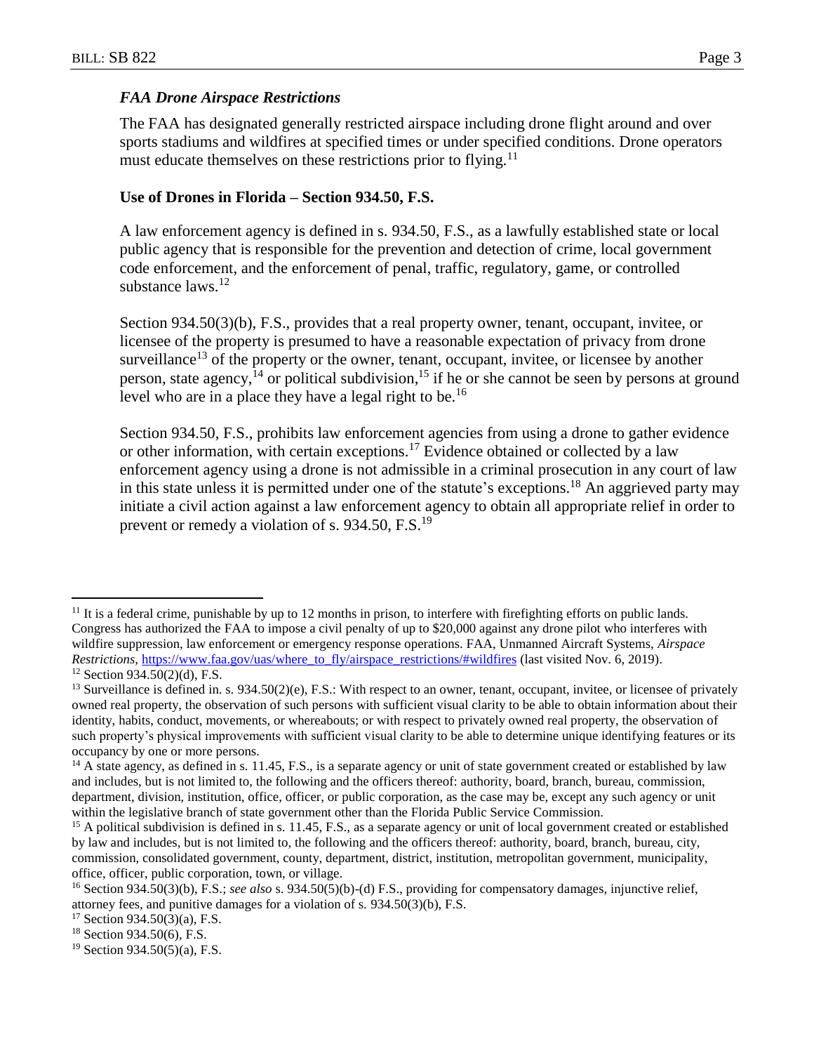### *FAA Drone Airspace Restrictions*

The FAA has designated generally restricted airspace including drone flight around and over sports stadiums and wildfires at specified times or under specified conditions. Drone operators must educate themselves on these restrictions prior to flying.[11]

### Use of Drones in Florida – Section 934.50, F.S.

A law enforcement agency is defined in s. 934.50, F.S., as a lawfully established state or local public agency that is responsible for the prevention and detection of crime, local government code enforcement, and the enforcement of penal, traffic, regulatory, game, or controlled substance laws.[12]

Section 934.50(3)(b), F.S., provides that a real property owner, tenant, occupant, invitee, or licensee of the property is presumed to have a reasonable expectation of privacy from drone surveillance[13] of the property or the owner, tenant, occupant, invitee, or licensee by another person, state agency,[14] or political subdivision,[15] if he or she cannot be seen by persons at ground level who are in a place they have a legal right to be.[16]

Section 934.50, F.S., prohibits law enforcement agencies from using a drone to gather evidence or other information, with certain exceptions.[17] Evidence obtained or collected by a law enforcement agency using a drone is not admissible in a criminal prosecution in any court of law in this state unless it is permitted under one of the statute's exceptions.[18] An aggrieved party may initiate a civil action against a law enforcement agency to obtain all appropriate relief in order to prevent or remedy a violation of s. 934.50, F.S.[19]

---

[11] It is a federal crime, punishable by up to 12 months in prison, to interfere with firefighting efforts on public lands. Congress has authorized the FAA to impose a civil penalty of up to $20,000 against any drone pilot who interferes with wildfire suppression, law enforcement or emergency response operations. FAA, Unmanned Aircraft Systems, *Airspace Restrictions*, https://www.faa.gov/uas/where_to_fly/airspace_restrictions/#wildfires (last visited Nov. 6, 2019).

[12] Section 934.50(2)(d), F.S.

[13] Surveillance is defined in. s. 934.50(2)(e), F.S.: With respect to an owner, tenant, occupant, invitee, or licensee of privately owned real property, the observation of such persons with sufficient visual clarity to be able to obtain information about their identity, habits, conduct, movements, or whereabouts; or with respect to privately owned real property, the observation of such property's physical improvements with sufficient visual clarity to be able to determine unique identifying features or its occupancy by one or more persons.

[14] A state agency, as defined in s. 11.45, F.S., is a separate agency or unit of state government created or established by law and includes, but is not limited to, the following and the officers thereof: authority, board, branch, bureau, commission, department, division, institution, office, officer, or public corporation, as the case may be, except any such agency or unit within the legislative branch of state government other than the Florida Public Service Commission.

[15] A political subdivision is defined in s. 11.45, F.S., as a separate agency or unit of local government created or established by law and includes, but is not limited to, the following and the officers thereof: authority, board, branch, bureau, city, commission, consolidated government, county, department, district, institution, metropolitan government, municipality, office, officer, public corporation, town, or village.

[16] Section 934.50(3)(b), F.S.; *see also* s. 934.50(5)(b)-(d) F.S., providing for compensatory damages, injunctive relief, attorney fees, and punitive damages for a violation of s. 934.50(3)(b), F.S.

[17] Section 934.50(3)(a), F.S.

[18] Section 934.50(6), F.S.

[19] Section 934.50(5)(a), F.S.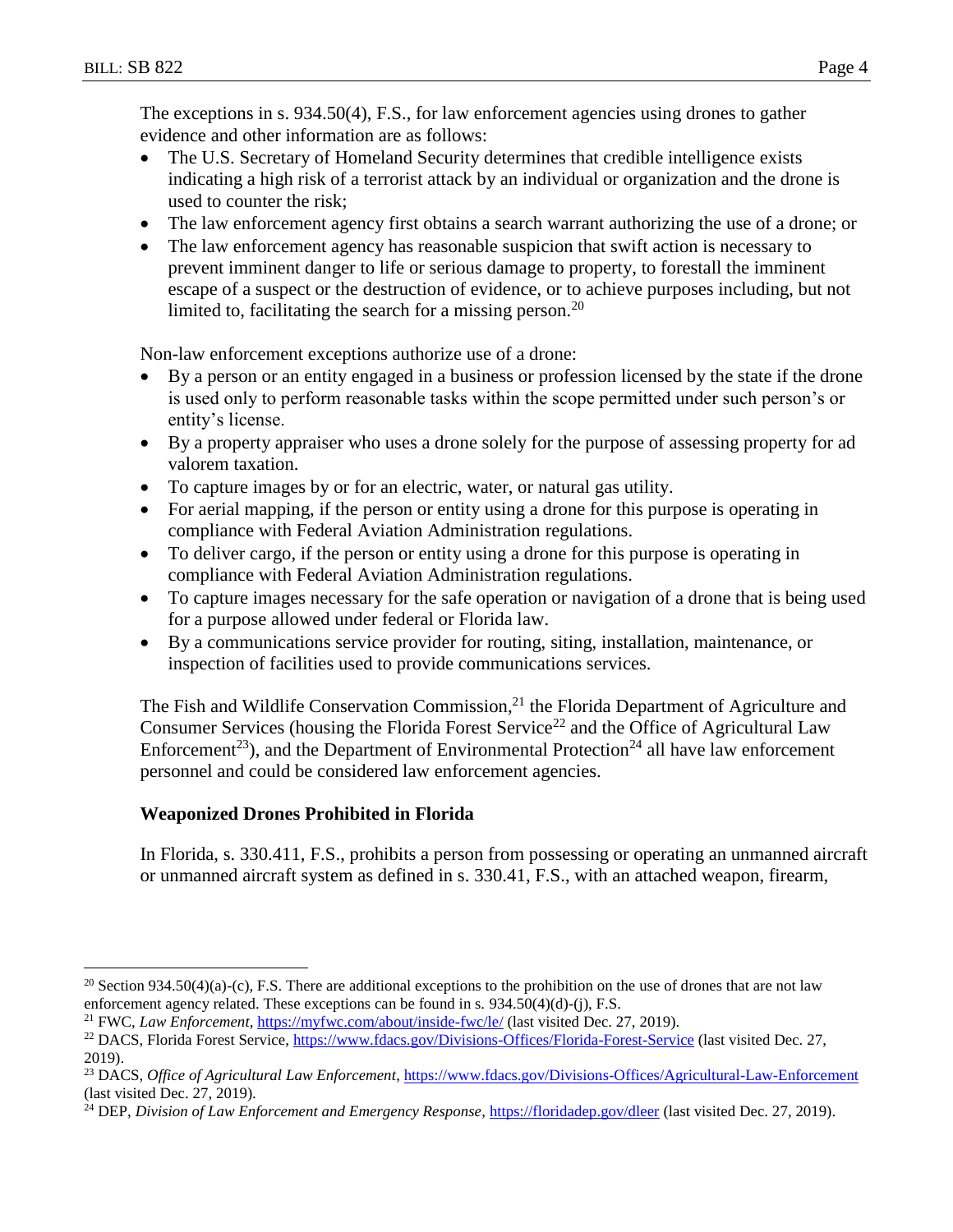The exceptions in s. 934.50(4), F.S., for law enforcement agencies using drones to gather evidence and other information are as follows:

- The U.S. Secretary of Homeland Security determines that credible intelligence exists indicating a high risk of a terrorist attack by an individual or organization and the drone is used to counter the risk;
- The law enforcement agency first obtains a search warrant authorizing the use of a drone; or
- The law enforcement agency has reasonable suspicion that swift action is necessary to prevent imminent danger to life or serious damage to property, to forestall the imminent escape of a suspect or the destruction of evidence, or to achieve purposes including, but not limited to, facilitating the search for a missing person.[20]

Non-law enforcement exceptions authorize use of a drone:

- By a person or an entity engaged in a business or profession licensed by the state if the drone is used only to perform reasonable tasks within the scope permitted under such person's or entity's license.
- By a property appraiser who uses a drone solely for the purpose of assessing property for ad valorem taxation.
- To capture images by or for an electric, water, or natural gas utility.
- For aerial mapping, if the person or entity using a drone for this purpose is operating in compliance with Federal Aviation Administration regulations.
- To deliver cargo, if the person or entity using a drone for this purpose is operating in compliance with Federal Aviation Administration regulations.
- To capture images necessary for the safe operation or navigation of a drone that is being used for a purpose allowed under federal or Florida law.
- By a communications service provider for routing, siting, installation, maintenance, or inspection of facilities used to provide communications services.

The Fish and Wildlife Conservation Commission,[21] the Florida Department of Agriculture and Consumer Services (housing the Florida Forest Service[22] and the Office of Agricultural Law Enforcement[23]), and the Department of Environmental Protection[24] all have law enforcement personnel and could be considered law enforcement agencies.

**Weaponized Drones Prohibited in Florida**

In Florida, s. 330.411, F.S., prohibits a person from possessing or operating an unmanned aircraft or unmanned aircraft system as defined in s. 330.41, F.S., with an attached weapon, firearm,

---

[20] Section 934.50(4)(a)-(c), F.S. There are additional exceptions to the prohibition on the use of drones that are not law enforcement agency related. These exceptions can be found in s. 934.50(4)(d)-(j), F.S.

[21] FWC, *Law Enforcement*, https://myfwc.com/about/inside-fwc/le/ (last visited Dec. 27, 2019).

[22] DACS, Florida Forest Service, https://www.fdacs.gov/Divisions-Offices/Florida-Forest-Service (last visited Dec. 27, 2019).

[23] DACS, *Office of Agricultural Law Enforcement*, https://www.fdacs.gov/Divisions-Offices/Agricultural-Law-Enforcement (last visited Dec. 27, 2019).

[24] DEP, *Division of Law Enforcement and Emergency Response*, https://floridadep.gov/dleer (last visited Dec. 27, 2019).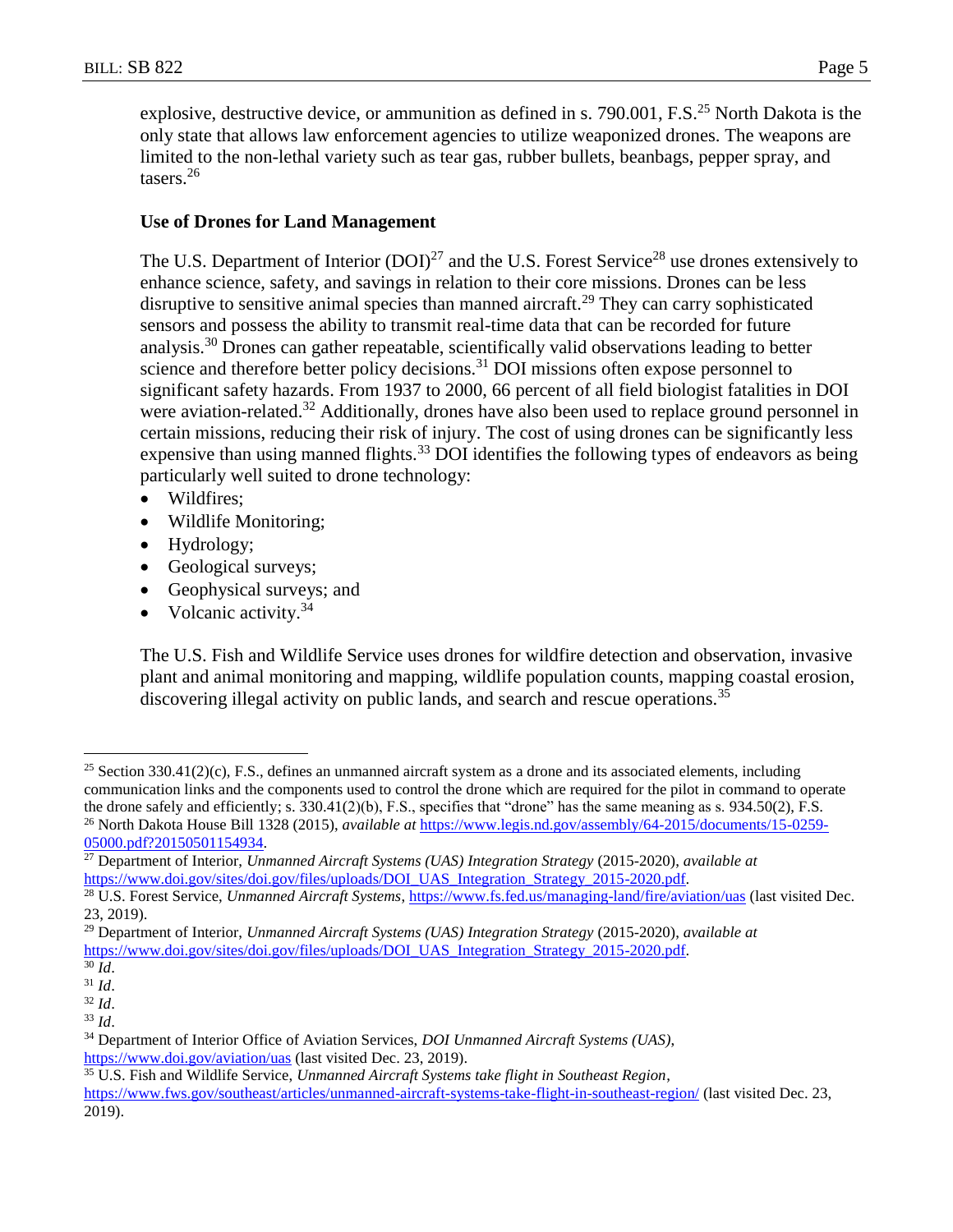explosive, destructive device, or ammunition as defined in s. 790.001, F.S.[25] North Dakota is the only state that allows law enforcement agencies to utilize weaponized drones. The weapons are limited to the non-lethal variety such as tear gas, rubber bullets, beanbags, pepper spray, and tasers.[26]

**Use of Drones for Land Management**

The U.S. Department of Interior (DOI)[27] and the U.S. Forest Service[28] use drones extensively to enhance science, safety, and savings in relation to their core missions. Drones can be less disruptive to sensitive animal species than manned aircraft.[29] They can carry sophisticated sensors and possess the ability to transmit real-time data that can be recorded for future analysis.[30] Drones can gather repeatable, scientifically valid observations leading to better science and therefore better policy decisions.[31] DOI missions often expose personnel to significant safety hazards. From 1937 to 2000, 66 percent of all field biologist fatalities in DOI were aviation-related.[32] Additionally, drones have also been used to replace ground personnel in certain missions, reducing their risk of injury. The cost of using drones can be significantly less expensive than using manned flights.[33] DOI identifies the following types of endeavors as being particularly well suited to drone technology:

- Wildfires;
- Wildlife Monitoring;
- Hydrology;
- Geological surveys;
- Geophysical surveys; and
- Volcanic activity.[34]

The U.S. Fish and Wildlife Service uses drones for wildfire detection and observation, invasive plant and animal monitoring and mapping, wildlife population counts, mapping coastal erosion, discovering illegal activity on public lands, and search and rescue operations.[35]

---

[25] Section 330.41(2)(c), F.S., defines an unmanned aircraft system as a drone and its associated elements, including communication links and the components used to control the drone which are required for the pilot in command to operate the drone safely and efficiently; s. 330.41(2)(b), F.S., specifies that "drone" has the same meaning as s. 934.50(2), F.S.

[26] North Dakota House Bill 1328 (2015), *available at* https://www.legis.nd.gov/assembly/64-2015/documents/15-0259-05000.pdf?20150501154934.

[27] Department of Interior, *Unmanned Aircraft Systems (UAS) Integration Strategy* (2015-2020), *available at* https://www.doi.gov/sites/doi.gov/files/uploads/DOI_UAS_Integration_Strategy_2015-2020.pdf.

[28] U.S. Forest Service, *Unmanned Aircraft Systems*, https://www.fs.fed.us/managing-land/fire/aviation/uas (last visited Dec. 23, 2019).

[29] Department of Interior, *Unmanned Aircraft Systems (UAS) Integration Strategy* (2015-2020), *available at* https://www.doi.gov/sites/doi.gov/files/uploads/DOI_UAS_Integration_Strategy_2015-2020.pdf.

[30] *Id*.

[31] *Id*.

[32] *Id*.

[33] *Id*.

[34] Department of Interior Office of Aviation Services, *DOI Unmanned Aircraft Systems (UAS)*, https://www.doi.gov/aviation/uas (last visited Dec. 23, 2019).

[35] U.S. Fish and Wildlife Service, *Unmanned Aircraft Systems take flight in Southeast Region*, https://www.fws.gov/southeast/articles/unmanned-aircraft-systems-take-flight-in-southeast-region/ (last visited Dec. 23, 2019).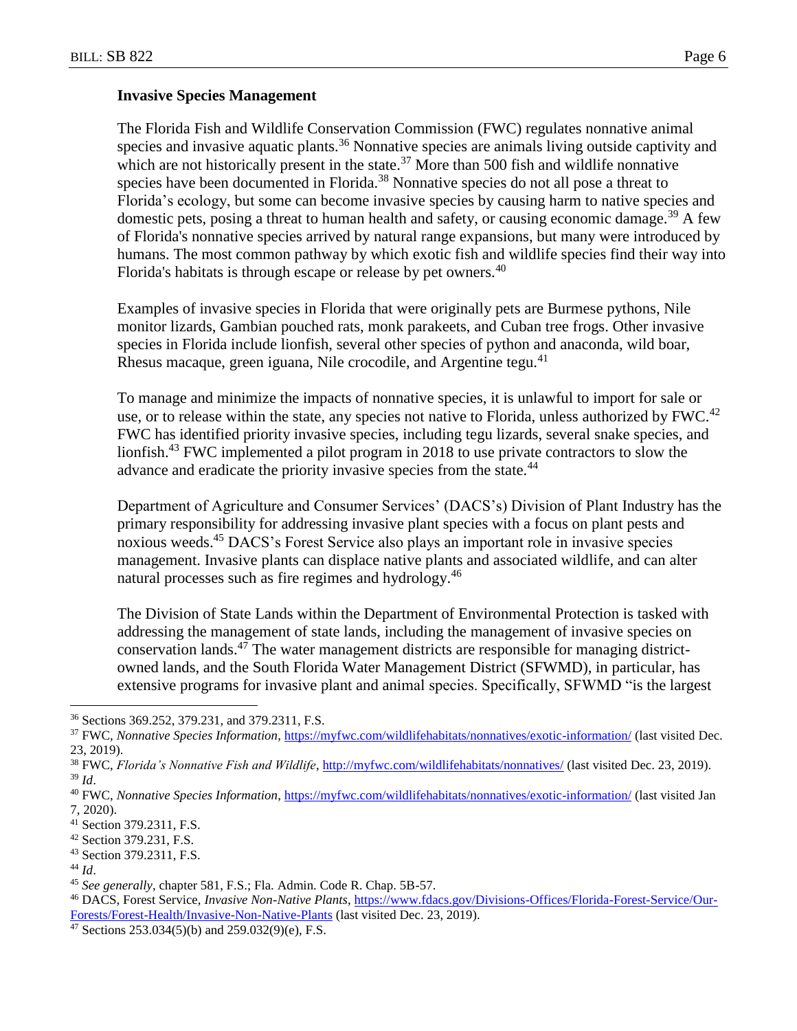**Invasive Species Management**

The Florida Fish and Wildlife Conservation Commission (FWC) regulates nonnative animal species and invasive aquatic plants.[36] Nonnative species are animals living outside captivity and which are not historically present in the state.[37] More than 500 fish and wildlife nonnative species have been documented in Florida.[38] Nonnative species do not all pose a threat to Florida's ecology, but some can become invasive species by causing harm to native species and domestic pets, posing a threat to human health and safety, or causing economic damage.[39] A few of Florida's nonnative species arrived by natural range expansions, but many were introduced by humans. The most common pathway by which exotic fish and wildlife species find their way into Florida's habitats is through escape or release by pet owners.[40]

Examples of invasive species in Florida that were originally pets are Burmese pythons, Nile monitor lizards, Gambian pouched rats, monk parakeets, and Cuban tree frogs. Other invasive species in Florida include lionfish, several other species of python and anaconda, wild boar, Rhesus macaque, green iguana, Nile crocodile, and Argentine tegu.[41]

To manage and minimize the impacts of nonnative species, it is unlawful to import for sale or use, or to release within the state, any species not native to Florida, unless authorized by FWC.[42] FWC has identified priority invasive species, including tegu lizards, several snake species, and lionfish.[43] FWC implemented a pilot program in 2018 to use private contractors to slow the advance and eradicate the priority invasive species from the state.[44]

Department of Agriculture and Consumer Services' (DACS's) Division of Plant Industry has the primary responsibility for addressing invasive plant species with a focus on plant pests and noxious weeds.[45] DACS's Forest Service also plays an important role in invasive species management. Invasive plants can displace native plants and associated wildlife, and can alter natural processes such as fire regimes and hydrology.[46]

The Division of State Lands within the Department of Environmental Protection is tasked with addressing the management of state lands, including the management of invasive species on conservation lands.[47] The water management districts are responsible for managing district-owned lands, and the South Florida Water Management District (SFWMD), in particular, has extensive programs for invasive plant and animal species. Specifically, SFWMD "is the largest

---

[36] Sections 369.252, 379.231, and 379.2311, F.S.

[37] FWC, *Nonnative Species Information*, https://myfwc.com/wildlifehabitats/nonnatives/exotic-information/ (last visited Dec. 23, 2019).

[38] FWC, *Florida's Nonnative Fish and Wildlife*, http://myfwc.com/wildlifehabitats/nonnatives/ (last visited Dec. 23, 2019).

[39] *Id*.

[40] FWC, *Nonnative Species Information*, https://myfwc.com/wildlifehabitats/nonnatives/exotic-information/ (last visited Jan 7, 2020).

[41] Section 379.2311, F.S.

[42] Section 379.231, F.S.

[43] Section 379.2311, F.S.

[44] *Id*.

[45] *See generally*, chapter 581, F.S.; Fla. Admin. Code R. Chap. 5B-57.

[46] DACS, Forest Service, *Invasive Non-Native Plants*, https://www.fdacs.gov/Divisions-Offices/Florida-Forest-Service/Our-Forests/Forest-Health/Invasive-Non-Native-Plants (last visited Dec. 23, 2019).

[47] Sections 253.034(5)(b) and 259.032(9)(e), F.S.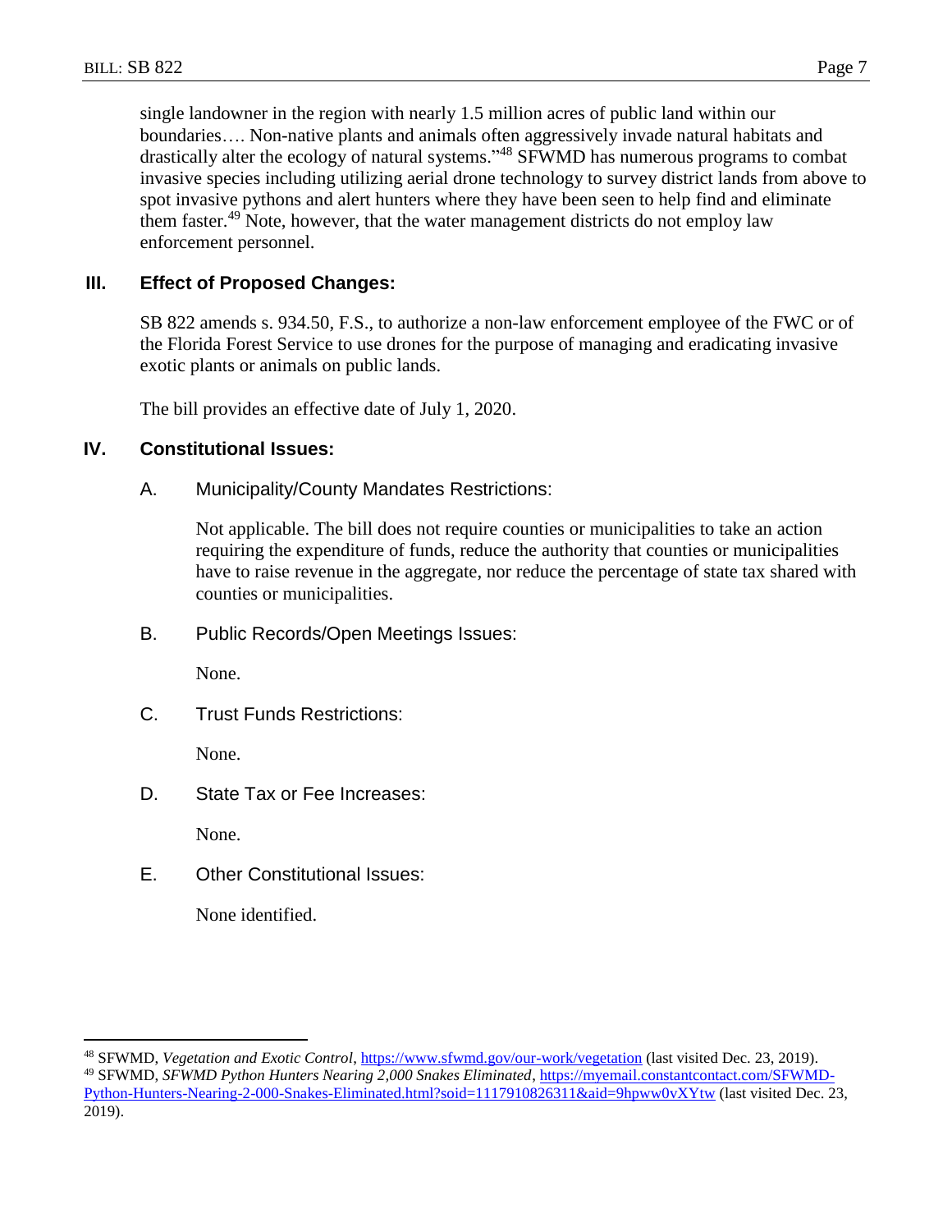single landowner in the region with nearly 1.5 million acres of public land within our boundaries…. Non-native plants and animals often aggressively invade natural habitats and drastically alter the ecology of natural systems."[48] SFWMD has numerous programs to combat invasive species including utilizing aerial drone technology to survey district lands from above to spot invasive pythons and alert hunters where they have been seen to help find and eliminate them faster.[49] Note, however, that the water management districts do not employ law enforcement personnel.

## III. Effect of Proposed Changes:

SB 822 amends s. 934.50, F.S., to authorize a non-law enforcement employee of the FWC or of the Florida Forest Service to use drones for the purpose of managing and eradicating invasive exotic plants or animals on public lands.

The bill provides an effective date of July 1, 2020.

## IV. Constitutional Issues:

### A. Municipality/County Mandates Restrictions:

Not applicable. The bill does not require counties or municipalities to take an action requiring the expenditure of funds, reduce the authority that counties or municipalities have to raise revenue in the aggregate, nor reduce the percentage of state tax shared with counties or municipalities.

### B. Public Records/Open Meetings Issues:

None.

### C. Trust Funds Restrictions:

None.

### D. State Tax or Fee Increases:

None.

### E. Other Constitutional Issues:

None identified.

---

[48] SFWMD, *Vegetation and Exotic Control*, https://www.sfwmd.gov/our-work/vegetation (last visited Dec. 23, 2019).

[49] SFWMD, *SFWMD Python Hunters Nearing 2,000 Snakes Eliminated*, https://myemail.constantcontact.com/SFWMD-Python-Hunters-Nearing-2-000-Snakes-Eliminated.html?soid=1117910826311&aid=9hpww0vXYtw (last visited Dec. 23, 2019).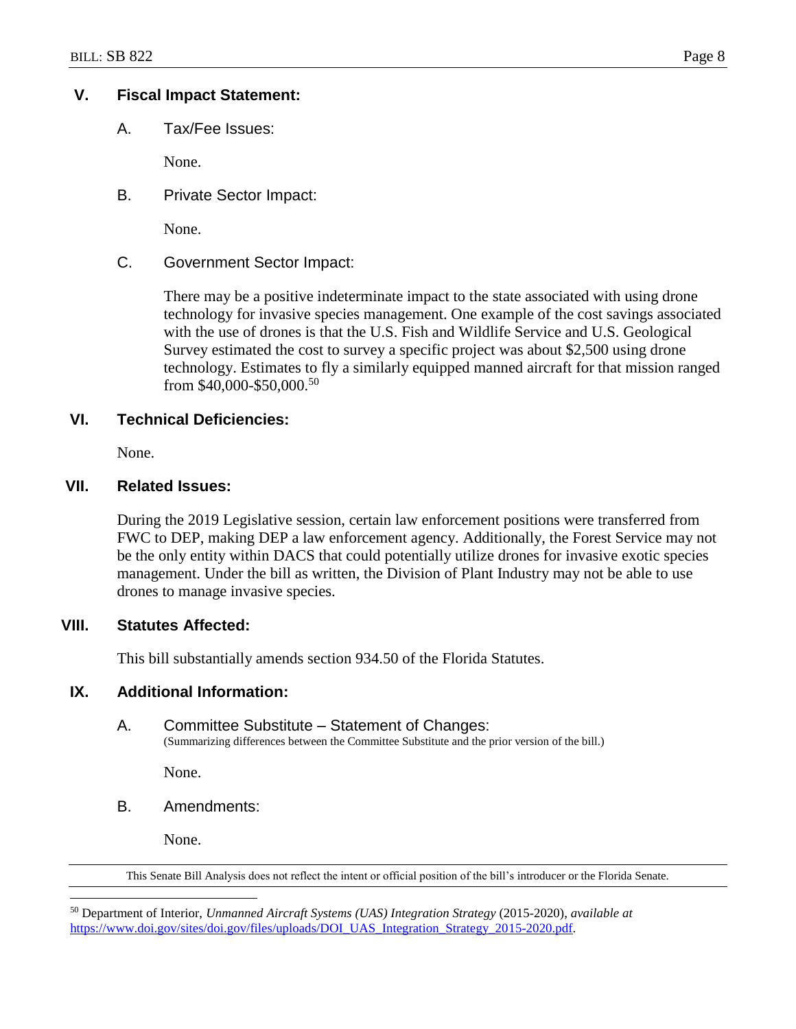## V. Fiscal Impact Statement:

### A. Tax/Fee Issues:

None.

### B. Private Sector Impact:

None.

### C. Government Sector Impact:

There may be a positive indeterminate impact to the state associated with using drone technology for invasive species management. One example of the cost savings associated with the use of drones is that the U.S. Fish and Wildlife Service and U.S. Geological Survey estimated the cost to survey a specific project was about $2,500 using drone technology. Estimates to fly a similarly equipped manned aircraft for that mission ranged from $40,000-$50,000.[50]

## VI. Technical Deficiencies:

None.

## VII. Related Issues:

During the 2019 Legislative session, certain law enforcement positions were transferred from FWC to DEP, making DEP a law enforcement agency. Additionally, the Forest Service may not be the only entity within DACS that could potentially utilize drones for invasive exotic species management. Under the bill as written, the Division of Plant Industry may not be able to use drones to manage invasive species.

## VIII. Statutes Affected:

This bill substantially amends section 934.50 of the Florida Statutes.

## IX. Additional Information:

### A. Committee Substitute – Statement of Changes:

(Summarizing differences between the Committee Substitute and the prior version of the bill.)

None.

### B. Amendments:

None.

This Senate Bill Analysis does not reflect the intent or official position of the bill's introducer or the Florida Senate.

---

[50] Department of Interior, *Unmanned Aircraft Systems (UAS) Integration Strategy* (2015-2020), *available at* https://www.doi.gov/sites/doi.gov/files/uploads/DOI_UAS_Integration_Strategy_2015-2020.pdf.